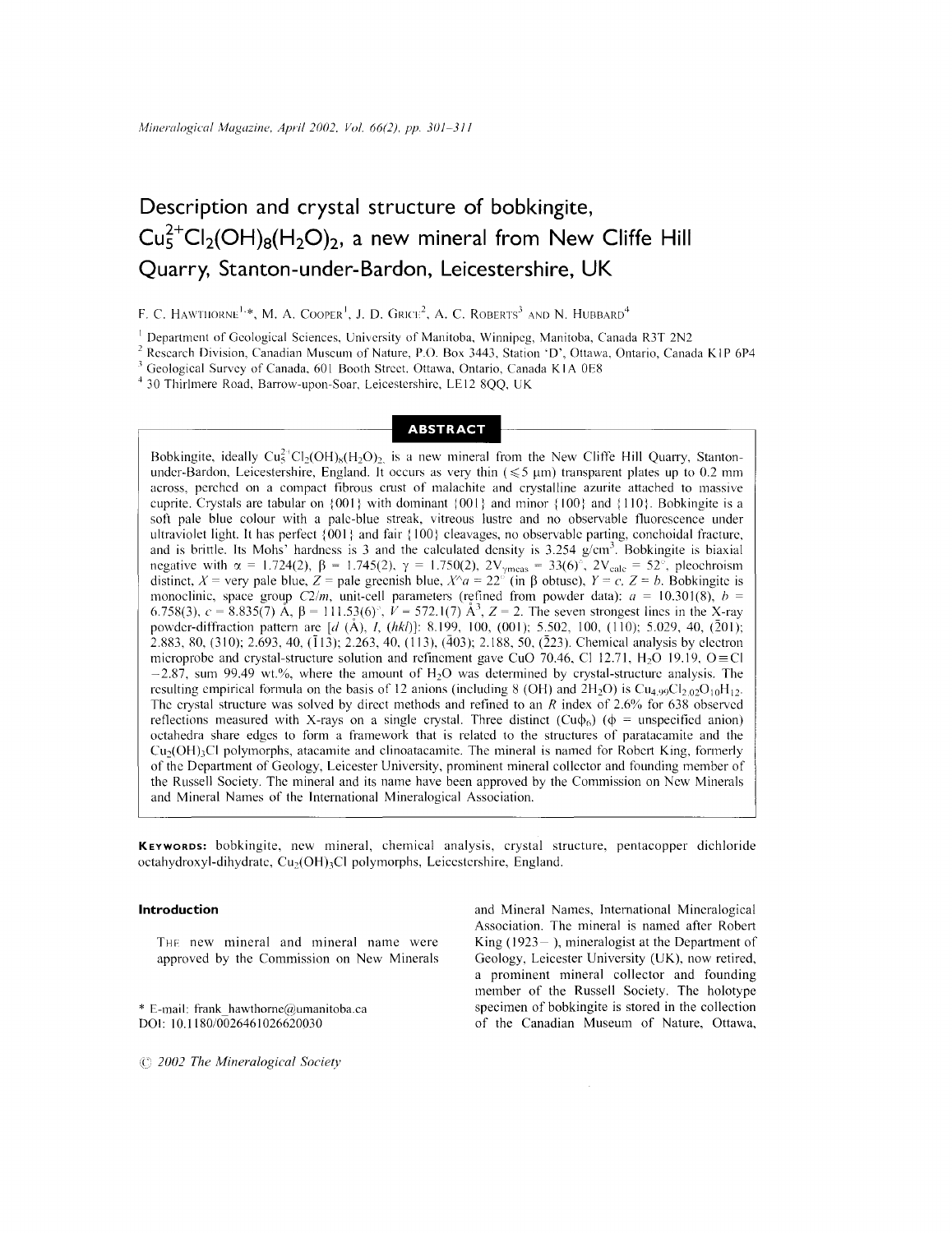# Description and crystal structure of bobkingite, $Cu_5^{2+}Cl_2(OH)_8(H_2O)_2$, a new mineral from New Cliffe Hill Quarry, Stanton-under-Bardon, Leicestershire, UK

F. C. Hawthorne[1,*], M. A. Cooper[1], J. D. Grice[2], A. C. Roberts[3] and N. Hubbard[4]

[1] Department of Geological Sciences, University of Manitoba, Winnipeg, Manitoba, Canada R3T 2N2
[2] Research Division, Canadian Museum of Nature, P.O. Box 3443, Station 'D', Ottawa, Ontario, Canada K1P 6P4
[3] Geological Survey of Canada, 601 Booth Street, Ottawa, Ontario, Canada K1A 0E8
[4] 30 Thirlmere Road, Barrow-upon-Soar, Leicestershire, LE12 8QQ, UK

## ABSTRACT

Bobkingite, ideally $Cu_5^{2+}Cl_2(OH)_8(H_2O)_2$, is a new mineral from the New Cliffe Hill Quarry, Stanton-under-Bardon, Leicestershire, England. It occurs as very thin (≤5 μm) transparent plates up to 0.2 mm across, perched on a compact fibrous crust of malachite and crystalline azurite attached to massive cuprite. Crystals are tabular on {001} with dominant {001} and minor {100} and {110}. Bobkingite is a soft pale blue colour with a pale-blue streak, vitreous lustre and no observable fluorescence under ultraviolet light. It has perfect {001} and fair {100} cleavages, no observable parting, conchoidal fracture, and is brittle. Its Mohs' hardness is 3 and the calculated density is 3.254 g/cm$^3$. Bobkingite is biaxial negative with $\alpha$ = 1.724(2), $\beta$ = 1.745(2), $\gamma$ = 1.750(2), $2V_{\gamma meas}$ = 33(6)°, $2V_{calc}$ = 52°, pleochroism distinct, $X$ = very pale blue, $Z$ = pale greenish blue, $X$^$a$ = 22° (in $\beta$ obtuse), $Y$ = $c$, $Z$ = $b$. Bobkingite is monoclinic, space group $C2/m$, unit-cell parameters (refined from powder data): $a$ = 10.301(8), $b$ = 6.758(3), $c$ = 8.835(7) Å, $\beta$ = 111.53(6)°, $V$ = 572.1(7) Å$^3$, $Z$ = 2. The seven strongest lines in the X-ray powder-diffraction pattern are [$d$ (Å), $I$, ($hkl$)]: 8.199, 100, (001); 5.502, 100, (110); 5.029, 40, ($\bar{2}$01); 2.883, 80, (310); 2.693, 40, ($\bar{1}$13); 2.263, 40, (113), ($\bar{4}$03); 2.188, 50, ($\bar{2}$23). Chemical analysis by electron microprobe and crystal-structure solution and refinement gave CuO 70.46, Cl 12.71, $H_2O$ 19.19, O≡Cl −2.87, sum 99.49 wt.%, where the amount of $H_2O$ was determined by crystal-structure analysis. The resulting empirical formula on the basis of 12 anions (including 8 (OH) and $2H_2O$) is $Cu_{4.99}Cl_{2.02}O_{10}H_{12}$. The crystal structure was solved by direct methods and refined to an $R$ index of 2.6% for 638 observed reflections measured with X-rays on a single crystal. Three distinct ($Cu\phi_6$) ($\phi$ = unspecified anion) octahedra share edges to form a framework that is related to the structures of paratacamite and the $Cu_2(OH)_3Cl$ polymorphs, atacamite and clinoatacamite. The mineral is named for Robert King, formerly of the Department of Geology, Leicester University, prominent mineral collector and founding member of the Russell Society. The mineral and its name have been approved by the Commission on New Minerals and Mineral Names of the International Mineralogical Association.

**Keywords:** bobkingite, new mineral, chemical analysis, crystal structure, pentacopper dichloride octahydroxyl-dihydrate, $Cu_2(OH)_3Cl$ polymorphs, Leicestershire, England.

## Introduction

The new mineral and mineral name were approved by the Commission on New Minerals and Mineral Names, International Mineralogical Association. The mineral is named after Robert King (1923– ), mineralogist at the Department of Geology, Leicester University (UK), now retired, a prominent mineral collector and founding member of the Russell Society. The holotype specimen of bobkingite is stored in the collection of the Canadian Museum of Nature, Ottawa,

* E-mail: frank_hawthorne@umanitoba.ca
DOI: 10.1180/0026461026620030

© 2002 The Mineralogical Society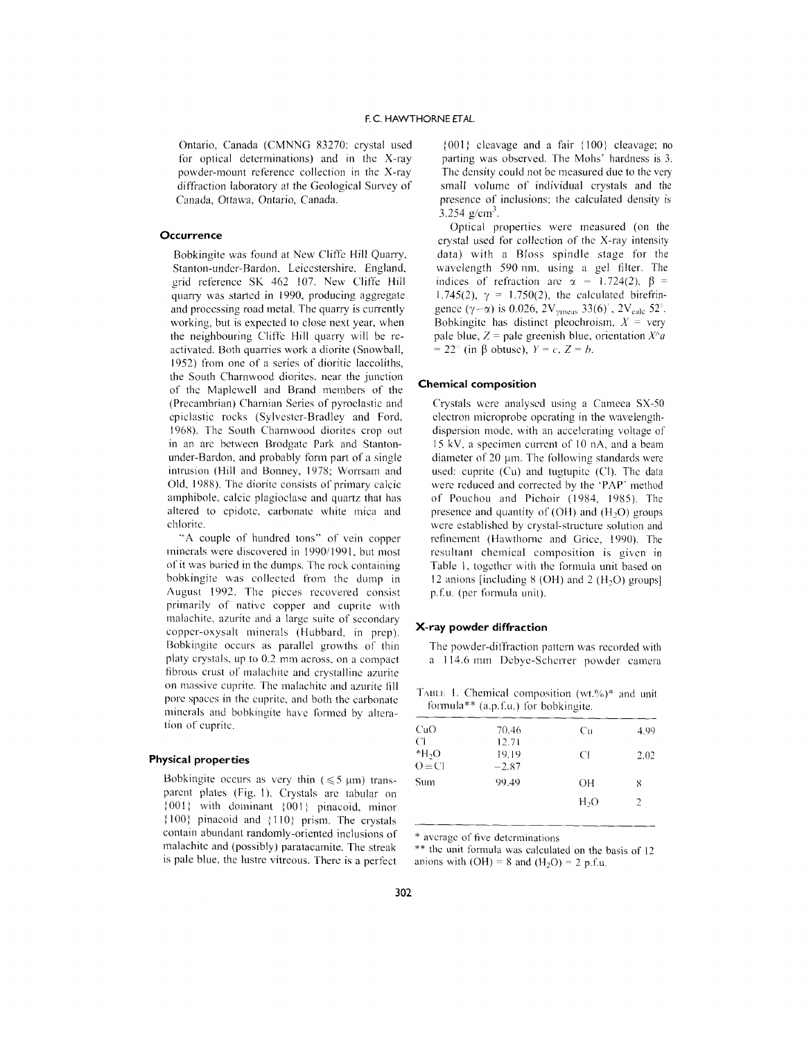Ontario, Canada (CMNNG 83270: crystal used for optical determinations) and in the X-ray powder-mount reference collection in the X-ray diffraction laboratory at the Geological Survey of Canada, Ottawa, Ontario, Canada.

## Occurrence

Bobkingite was found at New Cliffe Hill Quarry, Stanton-under-Bardon, Leicestershire, England, grid reference SK 462 107. New Cliffe Hill quarry was started in 1990, producing aggregate and processing road metal. The quarry is currently working, but is expected to close next year, when the neighbouring Cliffe Hill quarry will be re-activated. Both quarries work a diorite (Snowball, 1952) from one of a series of dioritic laccoliths, the South Charnwood diorites, near the junction of the Maplewell and Brand members of the (Precambrian) Charnian Series of pyroclastic and epiclastic rocks (Sylvester-Bradley and Ford, 1968). The South Charnwood diorites crop out in an arc between Brodgate Park and Stanton-under-Bardon, and probably form part of a single intrusion (Hill and Bonney, 1978; Worrsam and Old, 1988). The diorite consists of primary calcic amphibole, calcic plagioclase and quartz that has altered to epidote, carbonate white mica and chlorite.

"A couple of hundred tons" of vein copper minerals were discovered in 1990/1991, but most of it was buried in the dumps. The rock containing bobkingite was collected from the dump in August 1992. The pieces recovered consist primarily of native copper and cuprite with malachite, azurite and a large suite of secondary copper-oxysalt minerals (Hubbard, in prep). Bobkingite occurs as parallel growths of thin platy crystals, up to 0.2 mm across, on a compact fibrous crust of malachite and crystalline azurite on massive cuprite. The malachite and azurite fill pore spaces in the cuprite, and both the carbonate minerals and bobkingite have formed by alteration of cuprite.

## Physical properties

Bobkingite occurs as very thin ($\leqslant 5$ μm) transparent plates (Fig. 1). Crystals are tabular on {001} with dominant {001} pinacoid, minor {100} pinacoid and {110} prism. The crystals contain abundant randomly-oriented inclusions of malachite and (possibly) paratacamite. The streak is pale blue, the lustre vitreous. There is a perfect {001} cleavage and a fair {100} cleavage; no parting was observed. The Mohs' hardness is 3. The density could not be measured due to the very small volume of individual crystals and the presence of inclusions; the calculated density is 3.254 g/cm$^3$.

Optical properties were measured (on the crystal used for collection of the X-ray intensity data) with a Bloss spindle stage for the wavelength 590 nm, using a gel filter. The indices of refraction are $\alpha$ = 1.724(2), $\beta$ = 1.745(2), $\gamma$ = 1.750(2), the calculated birefringence ($\gamma - \alpha$) is 0.026, $2V_{\gamma meas}$ 33(6)°, $2V_{calc}$ 52°. Bobkingite has distinct pleochroism, $X$ = very pale blue, $Z$ = pale greenish blue, orientation $X$^$a$ = 22° (in $\beta$ obtuse), $Y$ = $c$, $Z$ = $b$.

## Chemical composition

Crystals were analysed using a Cameca SX-50 electron microprobe operating in the wavelength-dispersion mode, with an accelerating voltage of 15 kV, a specimen current of 10 nA, and a beam diameter of 20 μm. The following standards were used: cuprite (Cu) and tugtupite (Cl). The data were reduced and corrected by the 'PAP' method of Pouchou and Pichoir (1984, 1985). The presence and quantity of (OH) and ($H_2O$) groups were established by crystal-structure solution and refinement (Hawthorne and Grice, 1990). The resultant chemical composition is given in Table 1, together with the formula unit based on 12 anions [including 8 (OH) and 2 ($H_2O$) groups] p.f.u. (per formula unit).

TABLE 1. Chemical composition (wt.%)* and unit formula** (a.p.f.u.) for bobkingite.

| | | | |
|---|---|---|---|
| CuO | 70.46 | Cu | 4.99 |
| Cl | 12.71 | | |
| *$H_2O$ | 19.19 | Cl | 2.02 |
| O≡Cl | −2.87 | | |
| Sum | 99.49 | OH | 8 |
| | | $H_2O$ | 2 |

\* average of five determinations

** the unit formula was calculated on the basis of 12 anions with (OH) = 8 and ($H_2O$) = 2 p.f.u.

## X-ray powder diffraction

The powder-diffraction pattern was recorded with a 114.6 mm Debye-Scherrer powder camera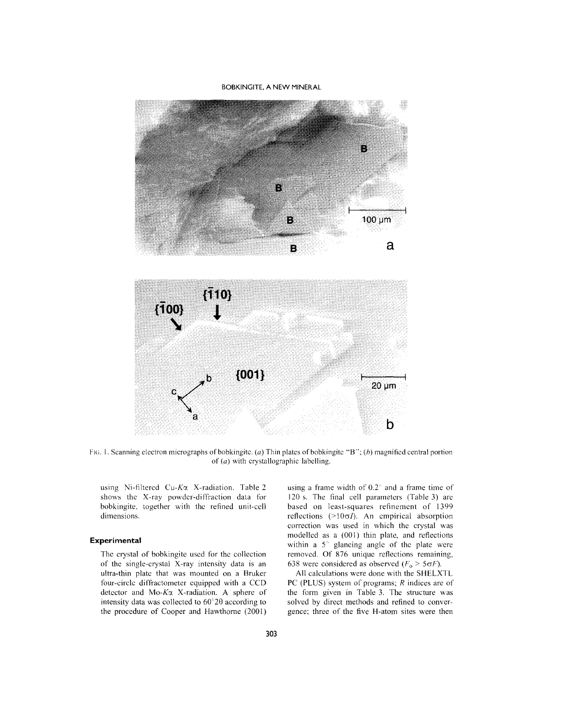FIG. 1. Scanning electron micrographs of bobkingite. (*a*) Thin plates of bobkingite "B"; (*b*) magnified central portion of (*a*) with crystallographic labelling.

using Ni-filtered Cu-$K\alpha$ X-radiation. Table 2 shows the X-ray powder-diffraction data for bobkingite, together with the refined unit-cell dimensions.

## Experimental

The crystal of bobkingite used for the collection of the single-crystal X-ray intensity data is an ultra-thin plate that was mounted on a Bruker four-circle diffractometer equipped with a CCD detector and Mo-$K\alpha$ X-radiation. A sphere of intensity data was collected to 60°2θ according to the procedure of Cooper and Hawthorne (2001) using a frame width of 0.2° and a frame time of 120 s. The final cell parameters (Table 3) are based on least-squares refinement of 1399 reflections (>10σ*I*). An empirical absorption correction was used in which the crystal was modelled as a (001) thin plate, and reflections within a 5° glancing angle of the plate were removed. Of 876 unique reflections remaining, 638 were considered as observed ($F_o > 5\sigma F$).

All calculations were done with the SHELXTL PC (PLUS) system of programs; *R* indices are of the form given in Table 3. The structure was solved by direct methods and refined to convergence; three of the five H-atom sites were then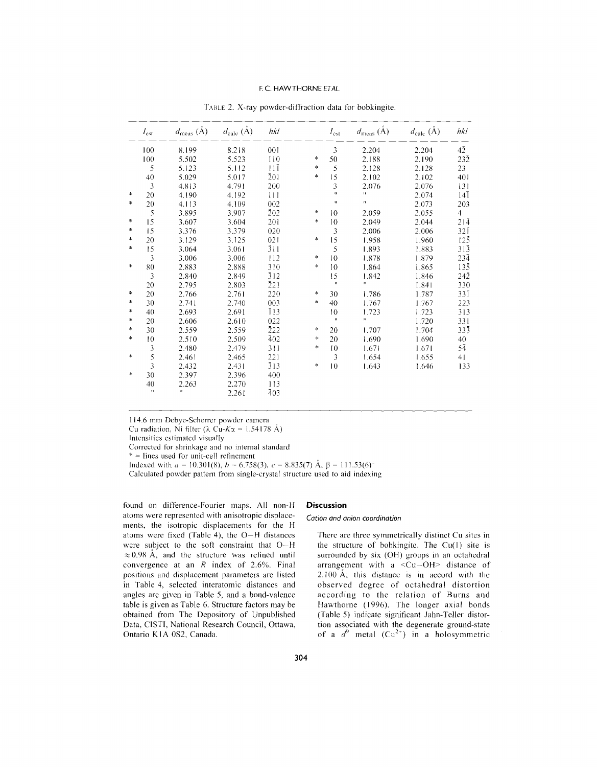TABLE 2. X-ray powder-diffraction data for bobkingite.

| | $I_{est}$ | $d_{meas}$ (Å) | $d_{calc}$ (Å) | *hkl* | | $I_{est}$ | $d_{meas}$ (Å) | $d_{calc}$ (Å) | *hkl* |
|---|---|---|---|---|---|---|---|---|---|
| | 100 | 8.199 | 8.218 | 001 | | 3 | 2.204 | 2.204 | $4\bar{2}$ |
| | 100 | 5.502 | 5.523 | 110 | * | 50 | 2.188 | 2.190 | $23\bar{2}$ |
| | 5 | 5.123 | 5.112 | $11\bar{1}$ | * | 5 | 2.128 | 2.128 | 23 |
| | 40 | 5.029 | 5.017 | $\bar{2}01$ | * | 15 | 2.102 | 2.102 | 401 |
| | 3 | 4.813 | 4.791 | 200 | | 3 | 2.076 | 2.076 | 131 |
| * | 20 | 4.190 | 4.192 | 111 | | " | " | 2.074 | $14\bar{1}$ |
| * | 20 | 4.113 | 4.109 | 002 | | " | " | 2.073 | 203 |
| | 5 | 3.895 | 3.907 | $\bar{2}02$ | * | 10 | 2.059 | 2.055 | 4 |
| * | 15 | 3.607 | 3.604 | 201 | * | 10 | 2.049 | 2.044 | $21\bar{4}$ |
| * | 15 | 3.376 | 3.379 | 020 | | 3 | 2.006 | 2.006 | $32\bar{1}$ |
| * | 20 | 3.129 | 3.125 | 021 | * | 15 | 1.958 | 1.960 | $12\bar{5}$ |
| * | 15 | 3.064 | 3.061 | $\bar{3}11$ | | 5 | 1.893 | 1.883 | $31\bar{3}$ |
| | 3 | 3.006 | 3.006 | 112 | * | 10 | 1.878 | 1.879 | $23\bar{4}$ |
| * | 80 | 2.883 | 2.888 | 310 | * | 10 | 1.864 | 1.865 | $13\bar{5}$ |
| | 3 | 2.840 | 2.849 | $\bar{3}12$ | | 15 | 1.842 | 1.846 | $24\bar{2}$ |
| | 20 | 2.795 | 2.803 | $\bar{2}21$ | | " | " | 1.841 | 330 |
| * | 20 | 2.766 | 2.761 | 220 | * | 30 | 1.786 | 1.787 | $33\bar{1}$ |
| * | 30 | 2.741 | 2.740 | 003 | * | 40 | 1.767 | 1.767 | 223 |
| * | 40 | 2.693 | 2.691 | $\bar{1}13$ | | 10 | 1.723 | 1.723 | 313 |
| * | 20 | 2.606 | 2.610 | 022 | | " | " | 1.720 | 331 |
| * | 30 | 2.559 | 2.559 | $\bar{2}22$ | * | 20 | 1.707 | 1.704 | $33\bar{3}$ |
| * | 10 | 2.510 | 2.509 | $\bar{4}02$ | * | 20 | 1.690 | 1.690 | 40 |
| | 3 | 2.480 | 2.479 | 311 | * | 10 | 1.671 | 1.671 | $5\bar{4}$ |
| * | 5 | 2.461 | 2.465 | 221 | | 3 | 1.654 | 1.655 | 41 |
| | 3 | 2.432 | 2.431 | $\bar{3}13$ | * | 10 | 1.643 | 1.646 | 133 |
| * | 30 | 2.397 | 2.396 | 400 | | | | | |
| | 40 | 2.263 | 2.270 | 113 | | | | | |
| | " | " | 2.261 | $\bar{4}03$ | | | | | |

114.6 mm Debye-Scherrer powder camera
Cu radiation, Ni filter (λ Cu-$K\alpha$ = 1.54178 Å)
Intensities estimated visually
Corrected for shrinkage and no internal standard
* = lines used for unit-cell refinement
Indexed with $a$ = 10.301(8), $b$ = 6.758(3), $c$ = 8.835(7) Å, β = 111.53(6)
Calculated powder pattern from single-crystal structure used to aid indexing

found on difference-Fourier maps. All non-H atoms were represented with anisotropic displacements, the isotropic displacements for the H atoms were fixed (Table 4), the O–H distances were subject to the soft constraint that O–H ≈ 0.98 Å, and the structure was refined until convergence at an $R$ index of 2.6%. Final positions and displacement parameters are listed in Table 4, selected interatomic distances and angles are given in Table 5, and a bond-valence table is given as Table 6. Structure factors may be obtained from The Depository of Unpublished Data, CISTI, National Research Council, Ottawa, Ontario K1A 0S2, Canada.

## Discussion

### Cation and anion coordination

There are three symmetrically distinct Cu sites in the structure of bobkingite. The Cu(1) site is surrounded by six (OH) groups in an octahedral arrangement with a <Cu–OH> distance of 2.100 Å; this distance is in accord with the observed degree of octahedral distortion according to the relation of Burns and Hawthorne (1996). The longer axial bonds (Table 5) indicate significant Jahn-Teller distortion associated with the degenerate ground-state of a $d^9$ metal ($Cu^{2+}$) in a holosymmetric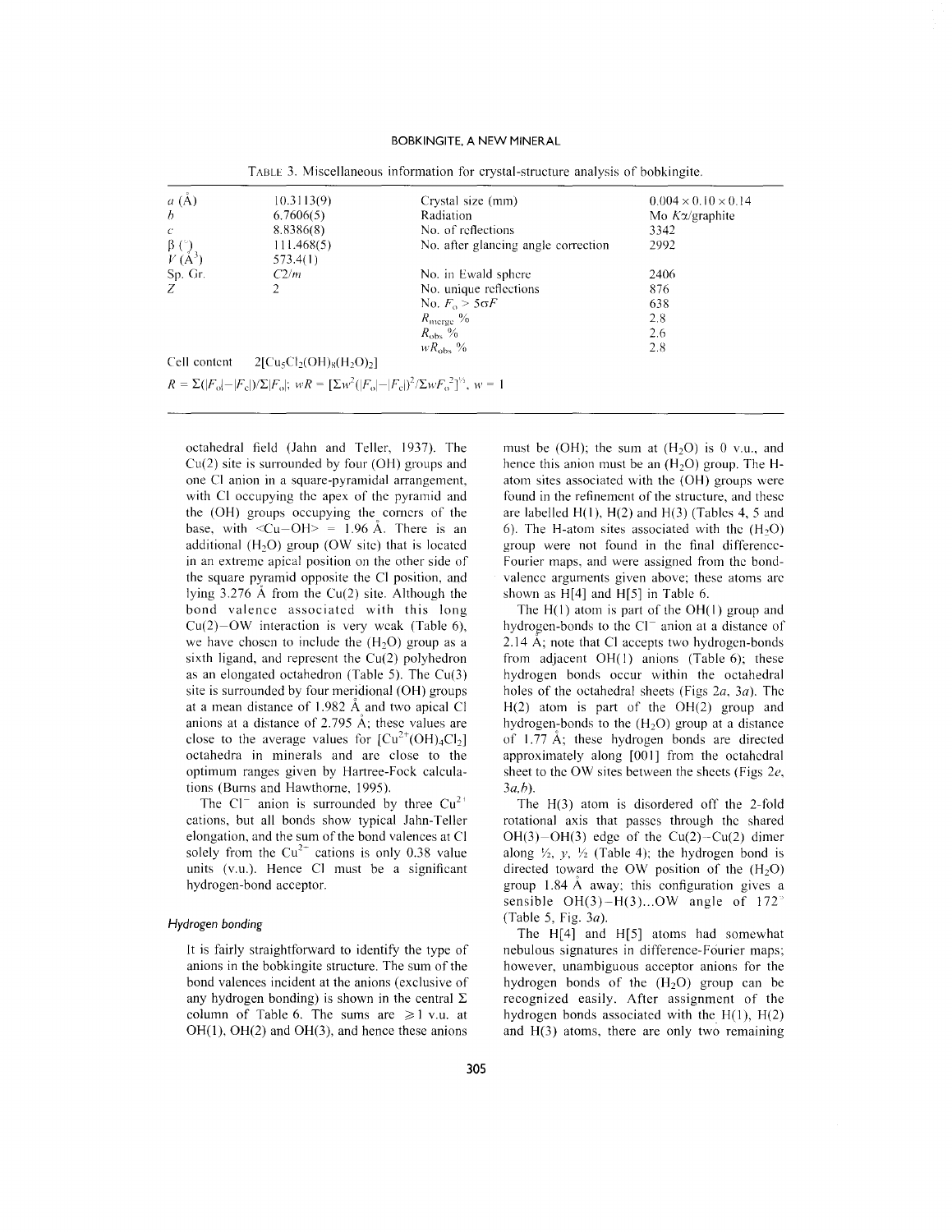TABLE 3. Miscellaneous information for crystal-structure analysis of bobkingite.

| | | | |
|---|---|---|---|
| $a$ (Å) | 10.3113(9) | Crystal size (mm) | 0.004 × 0.10 × 0.14 |
| $b$ | 6.7606(5) | Radiation | Mo $K\alpha$/graphite |
| $c$ | 8.8386(8) | No. of reflections | 3342 |
| β (°) | 111.468(5) | No. after glancing angle correction | 2992 |
| $V$ (Å$^3$) | 573.4(1) | | |
| Sp. Gr. | $C2/m$ | No. in Ewald sphere | 2406 |
| $Z$ | 2 | No. unique reflections | 876 |
| | | No. $F_o > 5\sigma F$ | 638 |
| | | $R_{merge}$ % | 2.8 |
| | | $R_{obs}$ % | 2.6 |
| | | $wR_{obs}$ % | 2.8 |
| Cell content | $2[Cu_5Cl_2(OH)_8(H_2O)_2]$ | | |

$R = \Sigma(|F_o|-|F_c|)/\Sigma|F_o|$; $wR = [\Sigma w^2(|F_o|-|F_c|)^2/\Sigma wF_o^2]^{1/2}$, $w = 1$

octahedral field (Jahn and Teller, 1937). The Cu(2) site is surrounded by four (OH) groups and one Cl anion in a square-pyramidal arrangement, with Cl occupying the apex of the pyramid and the (OH) groups occupying the corners of the base, with <Cu–OH> = 1.96 Å. There is an additional ($H_2O$) group (OW site) that is located in an extreme apical position on the other side of the square pyramid opposite the Cl position, and lying 3.276 Å from the Cu(2) site. Although the bond valence associated with this long Cu(2)–OW interaction is very weak (Table 6), we have chosen to include the ($H_2O$) group as a sixth ligand, and represent the Cu(2) polyhedron as an elongated octahedron (Table 5). The Cu(3) site is surrounded by four meridional (OH) groups at a mean distance of 1.982 Å and two apical Cl anions at a distance of 2.795 Å; these values are close to the average values for $[Cu^{2+}(OH)_4Cl_2]$ octahedra in minerals and are close to the optimum ranges given by Hartree-Fock calculations (Burns and Hawthorne, 1995).

The $Cl^-$ anion is surrounded by three $Cu^{2+}$ cations, but all bonds show typical Jahn-Teller elongation, and the sum of the bond valences at Cl solely from the $Cu^{2+}$ cations is only 0.38 value units (v.u.). Hence Cl must be a significant hydrogen-bond acceptor.

### Hydrogen bonding

It is fairly straightforward to identify the type of anions in the bobkingite structure. The sum of the bond valences incident at the anions (exclusive of any hydrogen bonding) is shown in the central Σ column of Table 6. The sums are ≥1 v.u. at OH(1), OH(2) and OH(3), and hence these anions must be (OH); the sum at ($H_2O$) is 0 v.u., and hence this anion must be an ($H_2O$) group. The H-atom sites associated with the (OH) groups were found in the refinement of the structure, and these are labelled H(1), H(2) and H(3) (Tables 4, 5 and 6). The H-atom sites associated with the ($H_2O$) group were not found in the final difference-Fourier maps, and were assigned from the bond-valence arguments given above; these atoms are shown as H[4] and H[5] in Table 6.

The H(1) atom is part of the OH(1) group and hydrogen-bonds to the $Cl^-$ anion at a distance of 2.14 Å; note that Cl accepts two hydrogen-bonds from adjacent OH(1) anions (Table 6); these hydrogen bonds occur within the octahedral holes of the octahedral sheets (Figs 2*a*, 3*a*). The H(2) atom is part of the OH(2) group and hydrogen-bonds to the ($H_2O$) group at a distance of 1.77 Å; these hydrogen bonds are directed approximately along [001] from the octahedral sheet to the OW sites between the sheets (Figs 2*e*, 3*a,b*).

The H(3) atom is disordered off the 2-fold rotational axis that passes through the shared OH(3)–OH(3) edge of the Cu(2)–Cu(2) dimer along ½, *y*, ½ (Table 4); the hydrogen bond is directed toward the OW position of the ($H_2O$) group 1.84 Å away; this configuration gives a sensible OH(3)–H(3)...OW angle of 172° (Table 5, Fig. 3*a*).

The H[4] and H[5] atoms had somewhat nebulous signatures in difference-Fourier maps; however, unambiguous acceptor anions for the hydrogen bonds of the ($H_2O$) group can be recognized easily. After assignment of the hydrogen bonds associated with the H(1), H(2) and H(3) atoms, there are only two remaining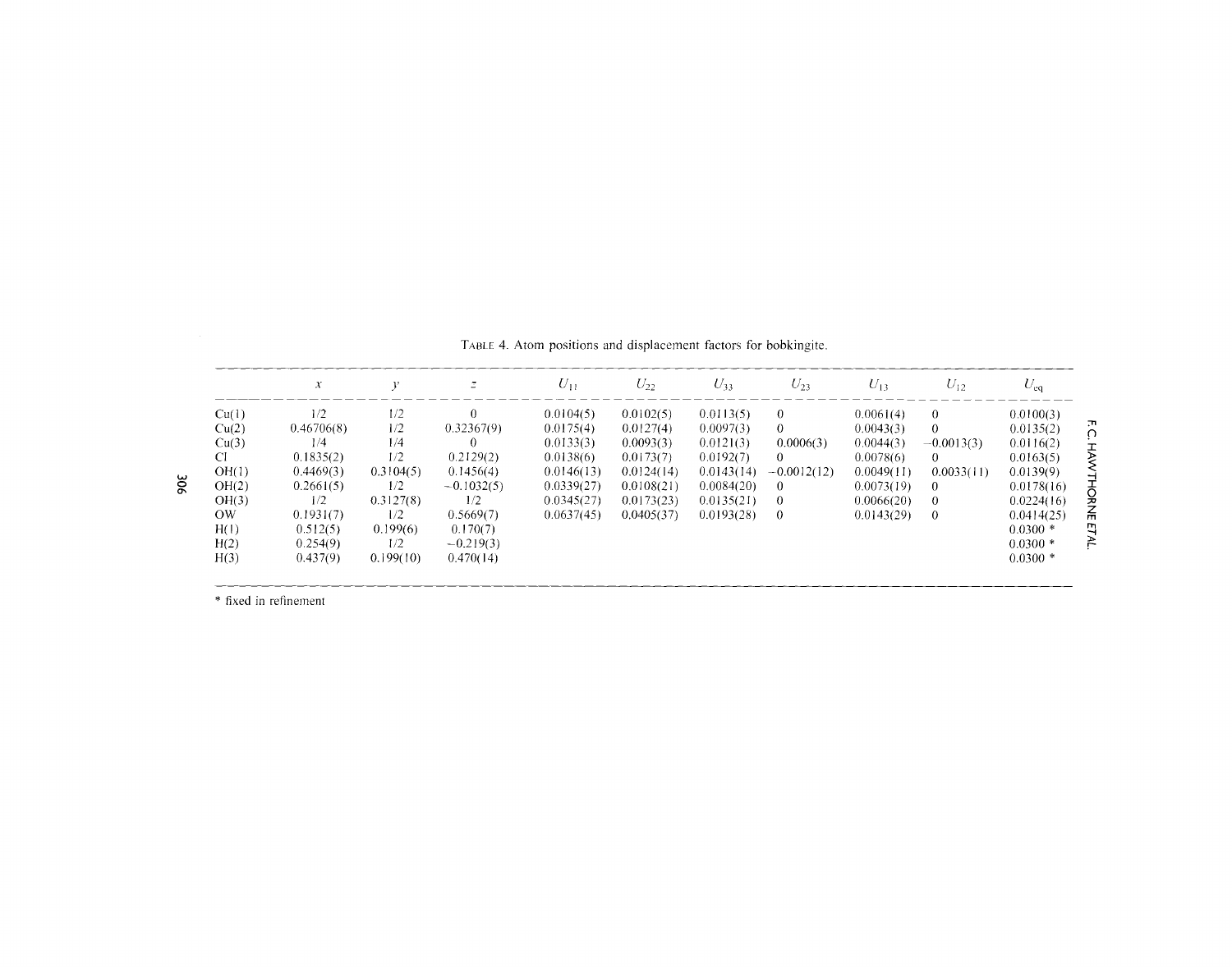TABLE 4. Atom positions and displacement factors for bobkingite.

| | $x$ | $y$ | $z$ | $U_{11}$ | $U_{22}$ | $U_{33}$ | $U_{23}$ | $U_{13}$ | $U_{12}$ | $U_{eq}$ |
|---|---|---|---|---|---|---|---|---|---|---|
| Cu(1) | 1/2 | 1/2 | 0 | 0.0104(5) | 0.0102(5) | 0.0113(5) | 0 | 0.0061(4) | 0 | 0.0100(3) |
| Cu(2) | 0.46706(8) | 1/2 | 0.32367(9) | 0.0175(4) | 0.0127(4) | 0.0097(3) | 0 | 0.0043(3) | 0 | 0.0135(2) |
| Cu(3) | 1/4 | 1/4 | 0 | 0.0133(3) | 0.0093(3) | 0.0121(3) | 0.0006(3) | 0.0044(3) | −0.0013(3) | 0.0116(2) |
| Cl | 0.1835(2) | 1/2 | 0.2129(2) | 0.0138(6) | 0.0173(7) | 0.0192(7) | 0 | 0.0078(6) | 0 | 0.0163(5) |
| OH(1) | 0.4469(3) | 0.3104(5) | 0.1456(4) | 0.0146(13) | 0.0124(14) | 0.0143(14) | −0.0012(12) | 0.0049(11) | 0.0033(11) | 0.0139(9) |
| OH(2) | 0.2661(5) | 1/2 | −0.1032(5) | 0.0339(27) | 0.0108(21) | 0.0084(20) | 0 | 0.0073(19) | 0 | 0.0178(16) |
| OH(3) | 1/2 | 0.3127(8) | 1/2 | 0.0345(27) | 0.0173(23) | 0.0135(21) | 0 | 0.0066(20) | 0 | 0.0224(16) |
| OW | 0.1931(7) | 1/2 | 0.5669(7) | 0.0637(45) | 0.0405(37) | 0.0193(28) | 0 | 0.0143(29) | 0 | 0.0414(25) |
| H(1) | 0.512(5) | 0.199(6) | 0.170(7) | | | | | | | 0.0300 * |
| H(2) | 0.254(9) | 1/2 | −0.219(3) | | | | | | | 0.0300 * |
| H(3) | 0.437(9) | 0.199(10) | 0.470(14) | | | | | | | 0.0300 * |

\* fixed in refinement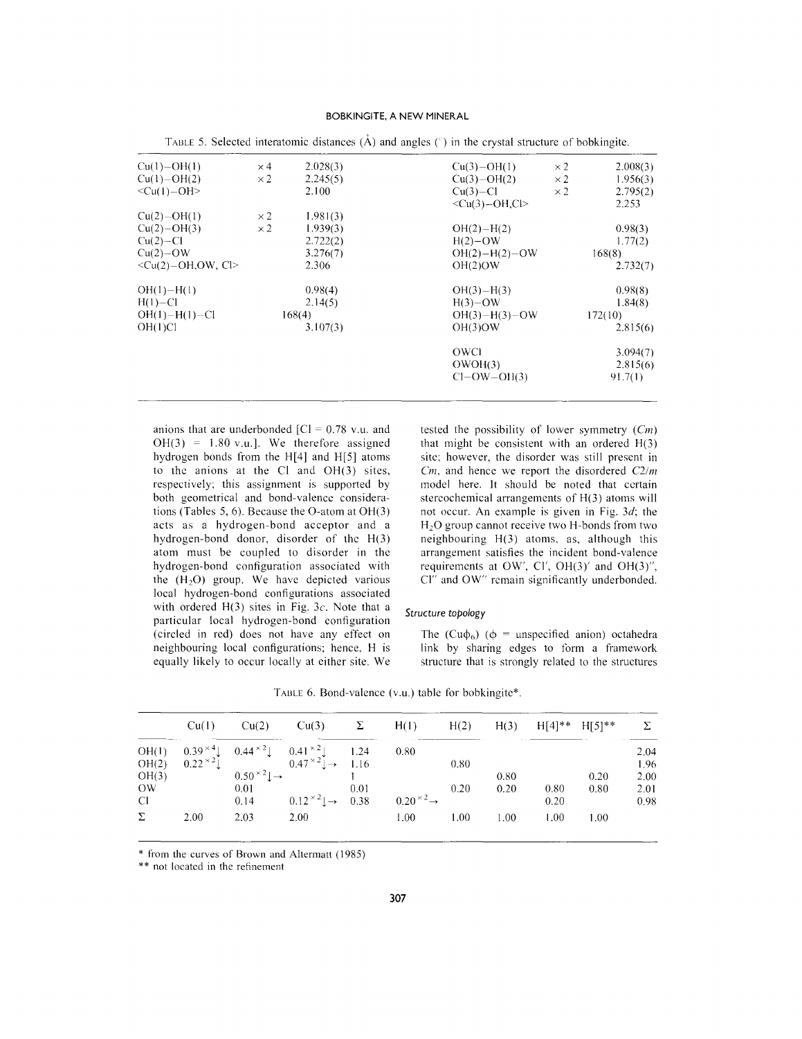TABLE 5. Selected interatomic distances (Å) and angles (°) in the crystal structure of bobkingite.

| | | | | | |
|---|---|---|---|---|---|
| Cu(1)–OH(1) | ×4 | 2.028(3) | Cu(3)–OH(1) | ×2 | 2.008(3) |
| Cu(1)–OH(2) | ×2 | 2.245(5) | Cu(3)–OH(2) | ×2 | 1.956(3) |
| <Cu(1)–OH> | | 2.100 | Cu(3)–Cl | ×2 | 2.795(2) |
| | | | <Cu(3)–OH,Cl> | | 2.253 |
| Cu(2)–OH(1) | ×2 | 1.981(3) | | | |
| Cu(2)–OH(3) | ×2 | 1.939(3) | OH(2)–H(2) | | 0.98(3) |
| Cu(2)–Cl | | 2.722(2) | H(2)–OW | | 1.77(2) |
| Cu(2)–OW | | 3.276(7) | OH(2)–H(2)–OW | | 168(8) |
| <Cu(2)–OH,OW, Cl> | | 2.306 | OH(2)...OW | | 2.732(7) |
| OH(1)–H(1) | | 0.98(4) | OH(3)–H(3) | | 0.98(8) |
| H(1)–Cl | | 2.14(5) | H(3)–OW | | 1.84(8) |
| OH(1)–H(1)–Cl | | 168(4) | OH(3)–H(3)–OW | | 172(10) |
| OH(1)...Cl | | 3.107(3) | OH(3)...OW | | 2.815(6) |
| | | | OW...Cl | | 3.094(7) |
| | | | OW...OH(3) | | 2.815(6) |
| | | | Cl–OW–OH(3) | | 91.7(1) |

anions that are underbonded [Cl = 0.78 v.u. and OH(3) = 1.80 v.u.]. We therefore assigned hydrogen bonds from the H[4] and H[5] atoms to the anions at the Cl and OH(3) sites, respectively; this assignment is supported by both geometrical and bond-valence considerations (Tables 5, 6). Because the O-atom at OH(3) acts as a hydrogen-bond acceptor and a hydrogen-bond donor, disorder of the H(3) atom must be coupled to disorder in the hydrogen-bond configuration associated with the ($H_2O$) group. We have depicted various local hydrogen-bond configurations associated with ordered H(3) sites in Fig. 3*c*. Note that a particular local hydrogen-bond configuration (circled in red) does not have any effect on neighbouring local configurations; hence, H is equally likely to occur locally at either site. We tested the possibility of lower symmetry (*Cm*) that might be consistent with an ordered H(3) site; however, the disorder was still present in *Cm*, and hence we report the disordered *C*2/*m* model here. It should be noted that certain stereochemical arrangements of H(3) atoms will not occur. An example is given in Fig. 3*d*; the $H_2O$ group cannot receive two H-bonds from two neighbouring H(3) atoms, as, although this arrangement satisfies the incident bond-valence requirements at OW′, Cl′, OH(3)′ and OH(3)″, Cl″ and OW″ remain significantly underbonded.

### Structure topology

The ($Cu\phi_6$) ($\phi$ = unspecified anion) octahedra link by sharing edges to form a framework structure that is strongly related to the structures

TABLE 6. Bond-valence (v.u.) table for bobkingite*.

| | Cu(1) | Cu(2) | Cu(3) | Σ | H(1) | H(2) | H(3) | H[4]** | H[5]** | Σ |
|---|---|---|---|---|---|---|---|---|---|---|
| OH(1) | $0.39^{\times4}\downarrow$ | $0.44^{\times2}\downarrow$ | $0.41^{\times2}\downarrow$ | 1.24 | 0.80 | | | | | 2.04 |
| OH(2) | $0.22^{\times2}\downarrow$ | | $0.47^{\times2}\downarrow\rightarrow$ | 1.16 | | 0.80 | | | | 1.96 |
| OH(3) | | $0.50^{\times2}\downarrow\rightarrow$ | | 1 | | | 0.80 | | 0.20 | 2.00 |
| OW | | 0.01 | | 0.01 | | 0.20 | 0.20 | 0.80 | 0.80 | 2.01 |
| Cl | | 0.14 | $0.12^{\times2}\downarrow\rightarrow$ | 0.38 | $0.20^{\times2}\rightarrow$ | | | 0.20 | | 0.98 |
| Σ | 2.00 | 2.03 | 2.00 | | 1.00 | 1.00 | 1.00 | 1.00 | 1.00 | |

\* from the curves of Brown and Altermatt (1985)

\*\* not located in the refinement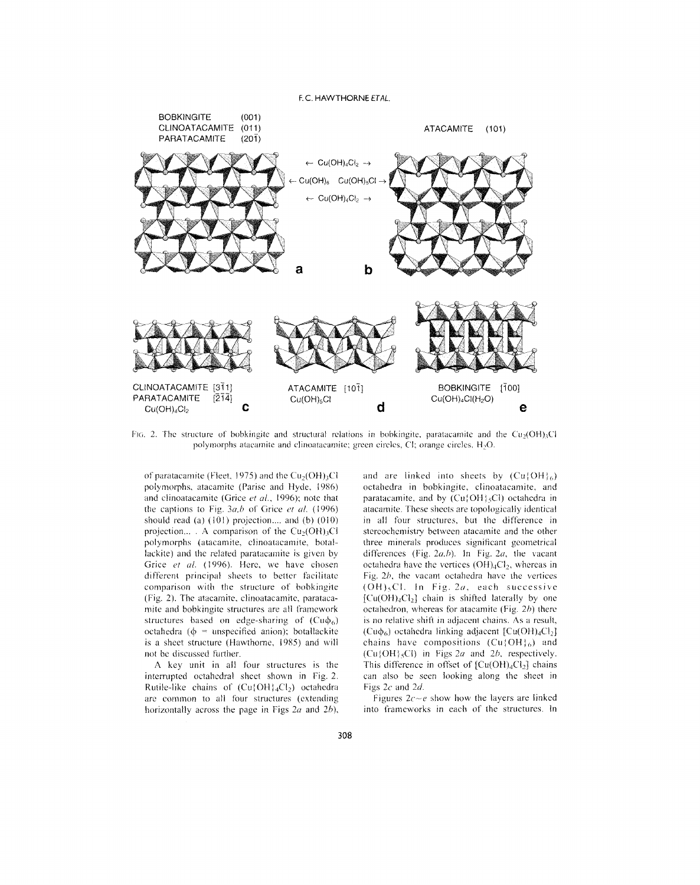BOBKINGITE (001)
CLINOATACAMITE (011)
PARATACAMITE (20$\bar{1}$)

ATACAMITE (101)

← $Cu(OH)_4Cl_2$ →

← $Cu(OH)_6$ $Cu(OH)_5Cl$ →

← $Cu(OH)_4Cl_2$ →

**a** **b**

CLINOATACAMITE [3$\bar{1}$1]
PARATACAMITE [$\bar{2}\bar{1}$4]
$Cu(OH)_4Cl_2$ **c**

ATACAMITE [10$\bar{1}$]
$Cu(OH)_5Cl$ **d**

BOBKINGITE [$\bar{1}$00]
$Cu(OH)_4Cl(H_2O)$ **e**

FIG. 2. The structure of bobkingite and structural relations in bobkingite, paratacamite and the $Cu_2(OH)_3Cl$ polymorphs atacamite and clinoatacamite; green circles, Cl; orange circles, $H_2O$.

of paratacamite (Fleet, 1975) and the $Cu_2(OH)_3Cl$ polymorphs, atacamite (Parise and Hyde, 1986) and clinoatacamite (Grice *et al.*, 1996); note that the captions to Fig. 3*a,b* of Grice *et al.* (1996) should read (a) (101) projection.... and (b) (010) projection... . A comparison of the $Cu_2(OH)_3Cl$ polymorphs (atacamite, clinoatacamite, botallackite) and the related paratacamite is given by Grice *et al.* (1996). Here, we have chosen different principal sheets to better facilitate comparison with the structure of bobkingite (Fig. 2). The atacamite, clinoatacamite, paratacamite and bobkingite structures are all framework structures based on edge-sharing of $(Cu\phi_6)$ octahedra ($\phi$ = unspecified anion); botallackite is a sheet structure (Hawthorne, 1985) and will not be discussed further.

A key unit in all four structures is the interrupted octahedral sheet shown in Fig. 2. Rutile-like chains of $(Cu\{OH\}_4Cl_2)$ octahedra are common to all four structures (extending horizontally across the page in Figs 2*a* and 2*b*), and are linked into sheets by $(Cu\{OH\}_6)$ octahedra in bobkingite, clinoatacamite, and paratacamite, and by $(Cu\{OH\}_5Cl)$ octahedra in atacamite. These sheets are topologically identical in all four structures, but the difference in stereochemistry between atacamite and the other three minerals produces significant geometrical differences (Fig. 2*a,b*). In Fig. 2*a*, the vacant octahedra have the vertices $(OH)_4Cl_2$, whereas in Fig. 2*b*, the vacant octahedra have the vertices $(OH)_5Cl$. In Fig. 2*a*, each successive $[Cu(OH)_4Cl_2]$ chain is shifted laterally by one octahedron, whereas for atacamite (Fig. 2*b*) there is no relative shift in adjacent chains. As a result, $(Cu\phi_6)$ octahedra linking adjacent $[Cu(OH)_4Cl_2]$ chains have compositions $(Cu\{OH\}_6)$ and $(Cu\{OH\}_5Cl)$ in Figs 2*a* and 2*b*, respectively. This difference in offset of $[Cu(OH)_4Cl_2]$ chains can also be seen looking along the sheet in Figs 2*c* and 2*d*.

Figures 2*c*–*e* show how the layers are linked into frameworks in each of the structures. In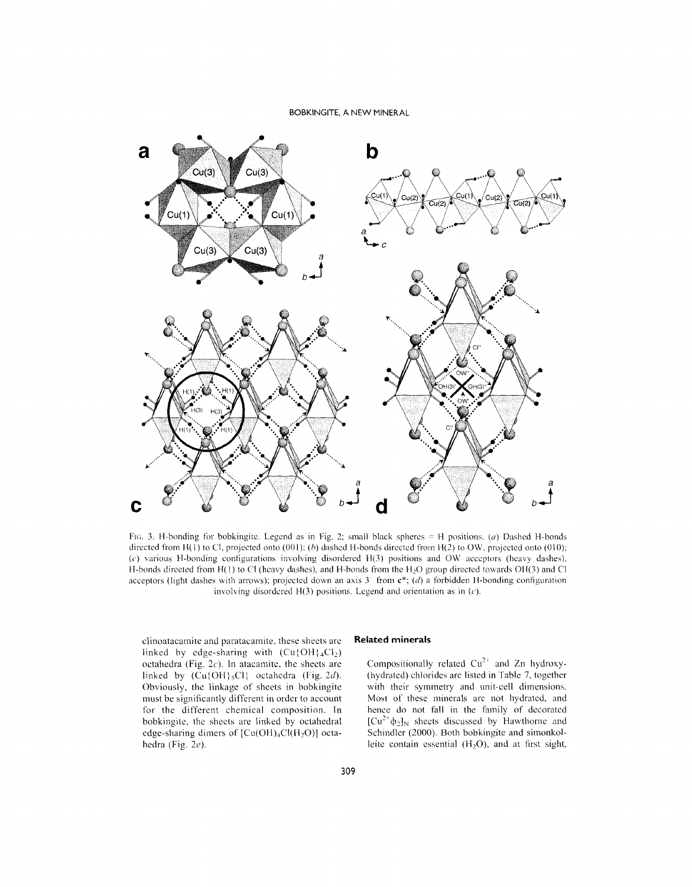Fig. 3. H-bonding for bobkingite. Legend as in Fig. 2; small black spheres = H positions. (*a*) Dashed H-bonds directed from H(1) to Cl, projected onto (001); (*b*) dashed H-bonds directed from H(2) to OW, projected onto (010); (*c*) various H-bonding configurations involving disordered H(3) positions and OW acceptors (heavy dashes), H-bonds directed from H(1) to Cl (heavy dashes), and H-bonds from the $H_2O$ group directed towards OH(3) and Cl acceptors (light dashes with arrows); projected down an axis 3° from **c***; (*d*) a forbidden H-bonding configuration involving disordered H(3) positions. Legend and orientation as in (*c*).

clinoatacamite and paratacamite, these sheets are linked by edge-sharing with $(Cu\{OH\}_4Cl_2)$ octahedra (Fig. 2*c*). In atacamite, the sheets are linked by $(Cu\{OH\}_5Cl)$ octahedra (Fig. 2*d*). Obviously, the linkage of sheets in bobkingite must be significantly different in order to account for the different chemical composition. In bobkingite, the sheets are linked by octahedral edge-sharing dimers of $[Cu(OH)_4Cl(H_2O)]$ octahedra (Fig. 2*e*).

## Related minerals

Compositionally related $Cu^{2+}$ and Zn hydroxy-(hydrated) chlorides are listed in Table 7, together with their symmetry and unit-cell dimensions. Most of these minerals are not hydrated, and hence do not fall in the family of decorated $[Cu^{2+}\phi_2]_N$ sheets discussed by Hawthorne and Schindler (2000). Both bobkingite and simonkolleite contain essential $(H_2O)$, and at first sight,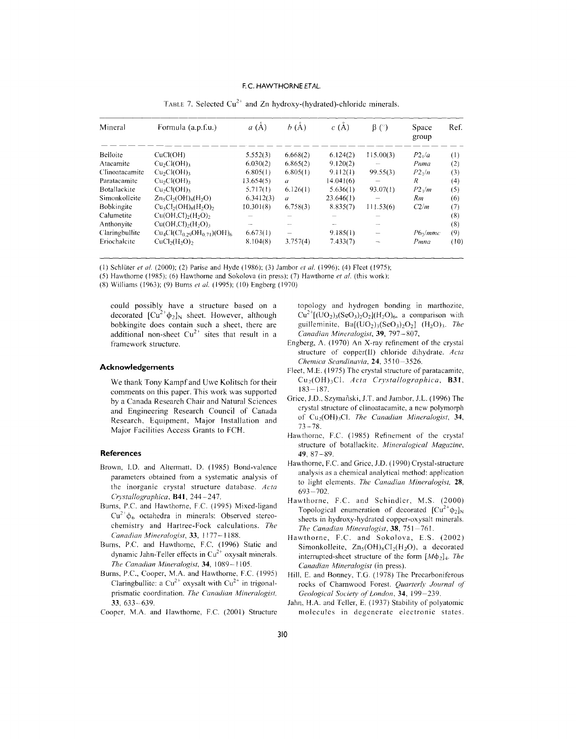TABLE 7. Selected $Cu^{2+}$ and Zn hydroxy-(hydrated)-chloride minerals.

| Mineral | Formula (a.p.f.u.) | $a$ (Å) | $b$ (Å) | $c$ (Å) | $\beta$ (°) | Space group | Ref. |
|---|---|---|---|---|---|---|---|
| Belloite | $CuCl(OH)$ | 5.552(3) | 6.668(2) | 6.124(2) | 115.00(3) | $P2_1/a$ | (1) |
| Atacamite | $Cu_2Cl(OH)_3$ | 6.030(2) | 6.865(2) | 9.120(2) | – | $Pnma$ | (2) |
| Clinoatacamite | $Cu_2Cl(OH)_3$ | 6.805(1) | 6.805(1) | 9.112(1) | 99.55(3) | $P2_1/n$ | (3) |
| Paratacamite | $Cu_2Cl(OH)_3$ | 13.654(5) | $a$ | 14.041(6) | – | $R$ | (4) |
| Botallackite | $Cu_2Cl(OH)_3$ | 5.717(1) | 6.126(1) | 5.636(1) | 93.07(1) | $P2_1/m$ | (5) |
| Simonkolleite | $Zn_5Cl_2(OH)_8(H_2O)$ | 6.3412(3) | $a$ | 23.646(1) | – | $Rm$ | (6) |
| Bobkingite | $Cu_5Cl_2(OH)_8(H_2O)_2$ | 10.301(8) | 6.758(3) | 8.835(7) | 111.53(6) | $C2/m$ | (7) |
| Calumetite | $Cu(OH,Cl)_2(H_2O)_2$ | – | – | – | – | | (8) |
| Anthonyite | $Cu(OH,Cl)_2(H_2O)_3$ | – | – | – | – | | (8) |
| Claringbullite | $Cu_4Cl(Cl_{0.29}OH_{0.71})(OH)_6$ | 6.673(1) | – | 9.185(1) | – | $P6_3/mmc$ | (9) |
| Eriochalcite | $CuCl_2(H_2O)_2$ | 8.104(8) | 3.757(4) | 7.433(7) | – | $Pmna$ | (10) |

(1) Schlüter *et al.* (2000); (2) Parise and Hyde (1986); (3) Jambor *et al.* (1996); (4) Fleet (1975); (5) Hawthorne (1985); (6) Hawthorne and Sokolova (in press); (7) Hawthorne *et al.* (this work); (8) Williams (1963); (9) Burns *et al.* (1995); (10) Engberg (1970)

could possibly have a structure based on a decorated $[Cu^{2+}\phi_2]_N$ sheet. However, although bobkingite does contain such a sheet, there are additional non-sheet $Cu^{2+}$ sites that result in a framework structure.

## Acknowledgements

We thank Tony Kampf and Uwe Kolitsch for their comments on this paper. This work was supported by a Canada Research Chair and Natural Sciences and Engineering Research Council of Canada Research, Equipment, Major Installation and Major Facilities Access Grants to FCH.

## References

Brown, I.D. and Altermatt, D. (1985) Bond-valence parameters obtained from a systematic analysis of the inorganic crystal structure database. *Acta Crystallographica*, **B41**, 244–247.

Burns, P.C. and Hawthorne, F.C. (1995) Mixed-ligand $Cu^{2+}\phi_6$ octahedra in minerals: Observed stereochemistry and Hartree-Fock calculations. *The Canadian Mineralogist*, **33**, 1177–1188.

Burns, P.C. and Hawthorne, F.C. (1996) Static and dynamic Jahn-Teller effects in $Cu^{2+}$ oxysalt minerals. *The Canadian Mineralogist*, **34**, 1089–1105.

Burns, P.C., Cooper, M.A. and Hawthorne, F.C. (1995) Claringbullite: a $Cu^{2+}$ oxysalt with $Cu^{2+}$ in trigonal-prismatic coordination. *The Canadian Mineralogist*, **33**, 633–639.

Cooper, M.A. and Hawthorne, F.C. (2001) Structure topology and hydrogen bonding in marthozite, $Cu^{2+}[(UO_2)_3(SeO_3)_2O_2](H_2O)_6$, a comparison with guilleminite, $Ba[(UO_2)_3(SeO_3)_2O_2]$ $(H_2O)_3$. *The Canadian Mineralogist*, **39**, 797–807.

Engberg, A. (1970) An X-ray refinement of the crystal structure of copper(II) chloride dihydrate. *Acta Chemica Scandinavia*, **24**, 3510–3526.

Fleet, M.E. (1975) The crystal structure of paratacamite, $Cu_2(OH)_3Cl$. *Acta Crystallographica*, **B31**, 183–187.

Grice, J.D., Szymański, J.T. and Jambor, J.L. (1996) The crystal structure of clinoatacamite, a new polymorph of $Cu_2(OH)_3Cl$. *The Canadian Mineralogist*, **34**, 73–78.

Hawthorne, F.C. (1985) Refinement of the crystal structure of botallackite. *Mineralogical Magazine*, **49**, 87–89.

Hawthorne, F.C. and Grice, J.D. (1990) Crystal-structure analysis as a chemical analytical method: application to light elements. *The Canadian Mineralogist*, **28**, 693–702.

Hawthorne, F.C. and Schindler, M.S. (2000) Topological enumeration of decorated $[Cu^{2+}\phi_2]_N$ sheets in hydroxy-hydrated copper-oxysalt minerals. *The Canadian Mineralogist*, **38**, 751–761.

Hawthorne, F.C. and Sokolova, E.S. (2002) Simonkolleite, $Zn_5(OH)_8Cl_2(H_2O)$, a decorated interrupted-sheet structure of the form $[M\phi_2]_4$. *The Canadian Mineralogist* (in press).

Hill, E. and Bonney, T.G. (1978) The Precarboniferous rocks of Charnwood Forest. *Quarterly Journal of Geological Society of London*, **34**, 199–239.

Jahn, H.A. and Teller, E. (1937) Stability of polyatomic molecules in degenerate electronic states.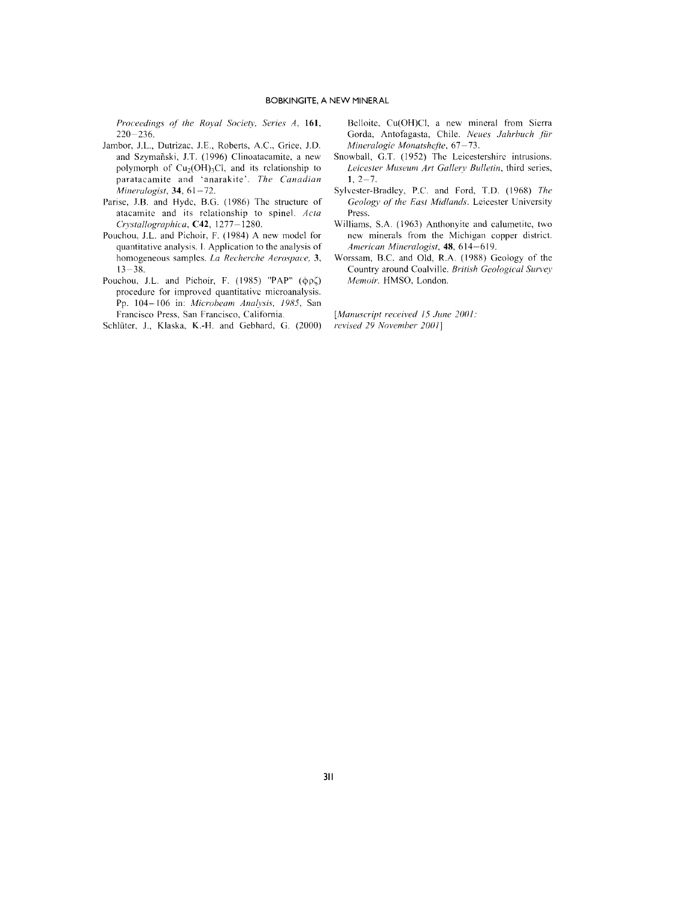*Proceedings of the Royal Society, Series A*, **161**, 220–236.

Jambor, J.L., Dutrizac, J.E., Roberts, A.C., Grice, J.D. and Szymański, J.T. (1996) Clinoatacamite, a new polymorph of $Cu_2(OH)_3Cl$, and its relationship to paratacamite and 'anarakite'. *The Canadian Mineralogist*, **34**, 61–72.

Parise, J.B. and Hyde, B.G. (1986) The structure of atacamite and its relationship to spinel. *Acta Crystallographica*, **C42**, 1277–1280.

Pouchou, J.L. and Pichoir, F. (1984) A new model for quantitative analysis. I. Application to the analysis of homogeneous samples. *La Recherche Aerospace*, **3**, 13–38.

Pouchou, J.L. and Pichoir, F. (1985) "PAP" ($\phi\rho\zeta$) procedure for improved quantitative microanalysis. Pp. 104–106 in: *Microbeam Analysis, 1985*, San Francisco Press, San Francisco, California.

Schlüter, J., Klaska, K.-H. and Gebhard, G. (2000) Belloite, Cu(OH)Cl, a new mineral from Sierra Gorda, Antofagasta, Chile. *Neues Jahrbuch für Mineralogie Monatshefte*, 67–73.

Snowball, G.T. (1952) The Leicestershire intrusions. *Leicester Museum Art Gallery Bulletin*, third series, **1**, 2–7.

Sylvester-Bradley, P.C. and Ford, T.D. (1968) *The Geology of the East Midlands*. Leicester University Press.

Williams, S.A. (1963) Anthonyite and calumetite, two new minerals from the Michigan copper district. *American Mineralogist*, **48**, 614–619.

Worssam, B.C. and Old, R.A. (1988) Geology of the Country around Coalville. *British Geological Survey Memoir*. HMSO, London.

[*Manuscript received 15 June 2001: revised 29 November 2001*]